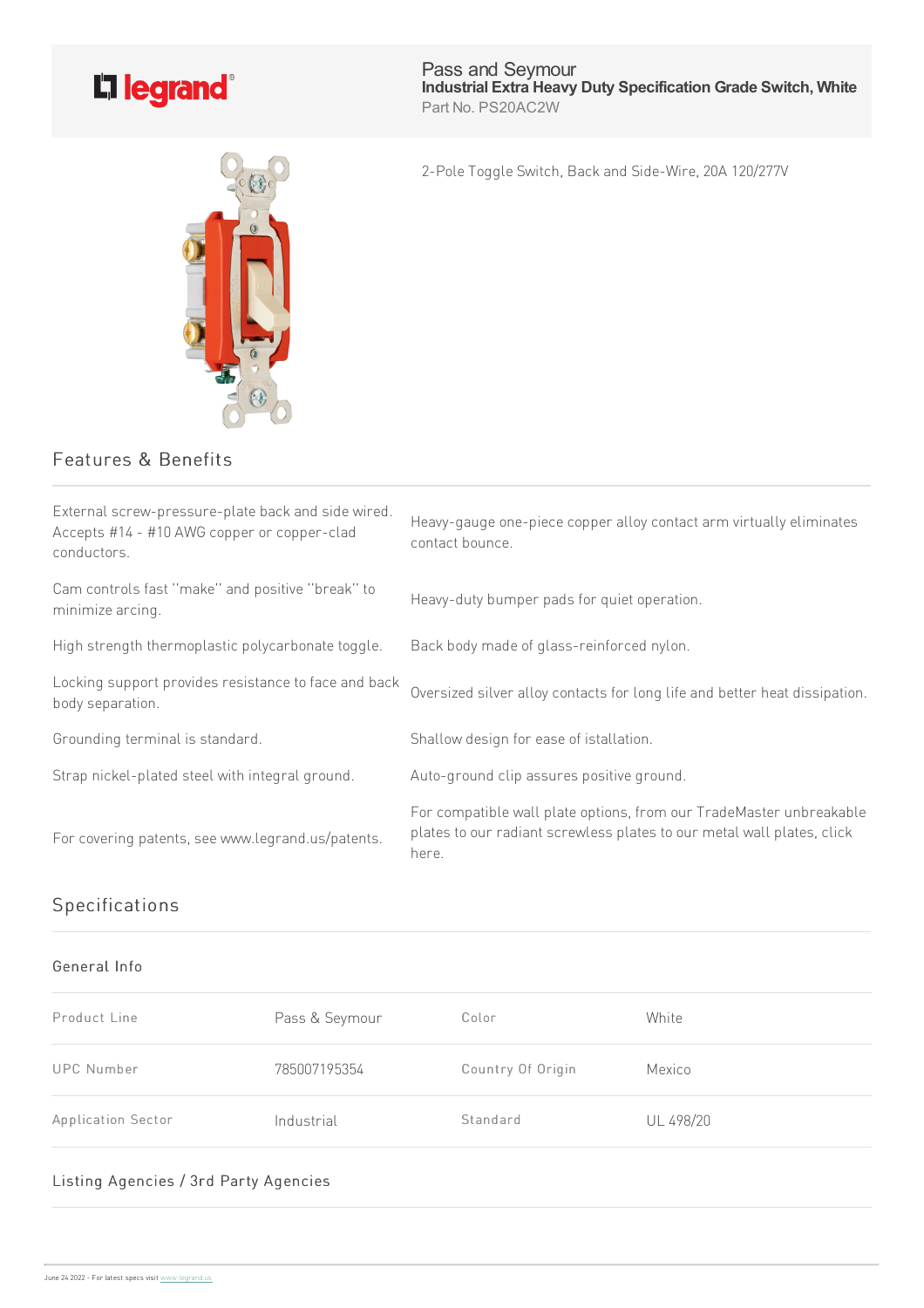legrand

Pass and Seymour
**Industrial Extra Heavy Duty Specification Grade Switch, White**
Part No. PS20AC2W

2-Pole Toggle Switch, Back and Side-Wire, 20A 120/277V

## Features & Benefits

| | |
|---|---|
| External screw-pressure-plate back and side wired. Accepts #14 - #10 AWG copper or copper-clad conductors. | Heavy-gauge one-piece copper alloy contact arm virtually eliminates contact bounce. |
| Cam controls fast "make" and positive "break" to minimize arcing. | Heavy-duty bumper pads for quiet operation. |
| High strength thermoplastic polycarbonate toggle. | Back body made of glass-reinforced nylon. |
| Locking support provides resistance to face and back body separation. | Oversized silver alloy contacts for long life and better heat dissipation. |
| Grounding terminal is standard. | Shallow design for ease of istallation. |
| Strap nickel-plated steel with integral ground. | Auto-ground clip assures positive ground. |
| For covering patents, see www.legrand.us/patents. | For compatible wall plate options, from our TradeMaster unbreakable plates to our radiant screwless plates to our metal wall plates, click here. |

## Specifications

### General Info

| | | | |
|---|---|---|---|
| Product Line | Pass & Seymour | Color | White |
| UPC Number | 785007195354 | Country Of Origin | Mexico |
| Application Sector | Industrial | Standard | UL 498/20 |

### Listing Agencies / 3rd Party Agencies

June 24 2022 - For latest specs visit www.legrand.us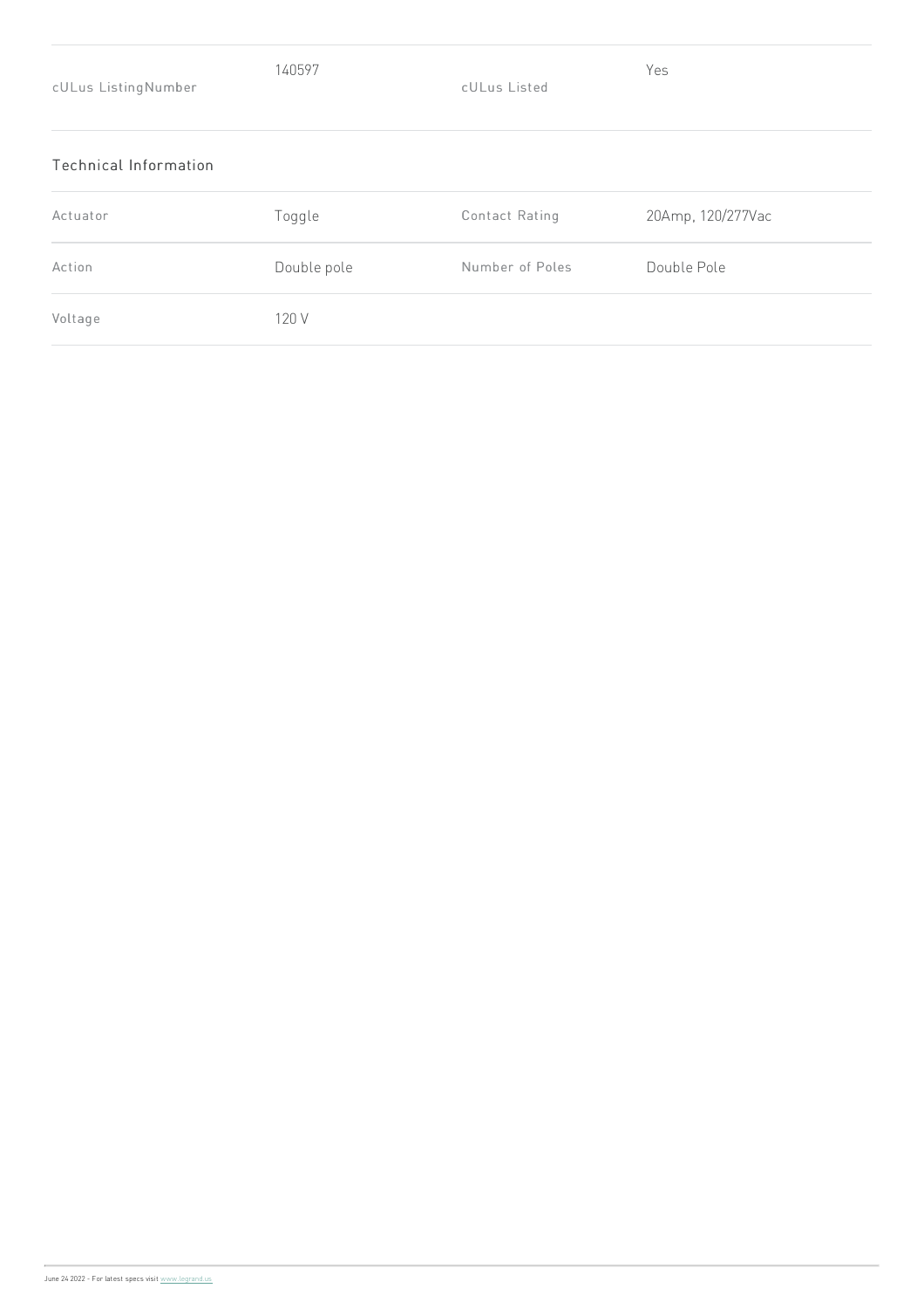| | | | |
|---|---|---|---|
| cULus ListingNumber | 140597 | cULus Listed | Yes |

## Technical Information

| | | | |
|---|---|---|---|
| Actuator | Toggle | Contact Rating | 20Amp, 120/277Vac |
| Action | Double pole | Number of Poles | Double Pole |
| Voltage | 120 V | | |

June 24 2022 - For latest specs visit www.legrand.us